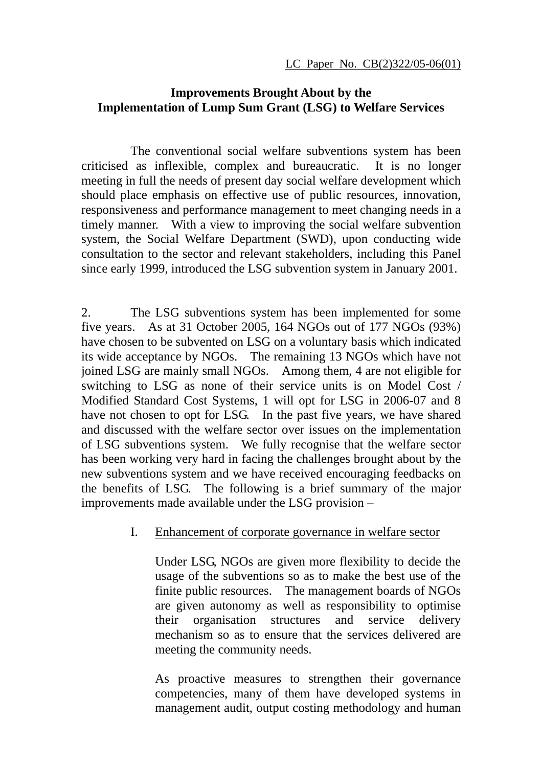<u>LC Paper No. CB(2)322/05-06(01)</u>

**Improvements Brought About by the Implementation of Lump Sum Grant (LSG) to Welfare Services**

The conventional social welfare subventions system has been criticised as inflexible, complex and bureaucratic. It is no longer meeting in full the needs of present day social welfare development which should place emphasis on effective use of public resources, innovation, responsiveness and performance management to meet changing needs in a timely manner. With a view to improving the social welfare subvention system, the Social Welfare Department (SWD), upon conducting wide consultation to the sector and relevant stakeholders, including this Panel since early 1999, introduced the LSG subvention system in January 2001.

2. The LSG subventions system has been implemented for some five years. As at 31 October 2005, 164 NGOs out of 177 NGOs (93%) have chosen to be subvented on LSG on a voluntary basis which indicated its wide acceptance by NGOs. The remaining 13 NGOs which have not joined LSG are mainly small NGOs. Among them, 4 are not eligible for switching to LSG as none of their service units is on Model Cost / Modified Standard Cost Systems, 1 will opt for LSG in 2006-07 and 8 have not chosen to opt for LSG. In the past five years, we have shared and discussed with the welfare sector over issues on the implementation of LSG subventions system. We fully recognise that the welfare sector has been working very hard in facing the challenges brought about by the new subventions system and we have received encouraging feedbacks on the benefits of LSG. The following is a brief summary of the major improvements made available under the LSG provision –

I. <u>Enhancement of corporate governance in welfare sector</u>

Under LSG, NGOs are given more flexibility to decide the usage of the subventions so as to make the best use of the finite public resources. The management boards of NGOs are given autonomy as well as responsibility to optimise their organisation structures and service delivery mechanism so as to ensure that the services delivered are meeting the community needs.

As proactive measures to strengthen their governance competencies, many of them have developed systems in management audit, output costing methodology and human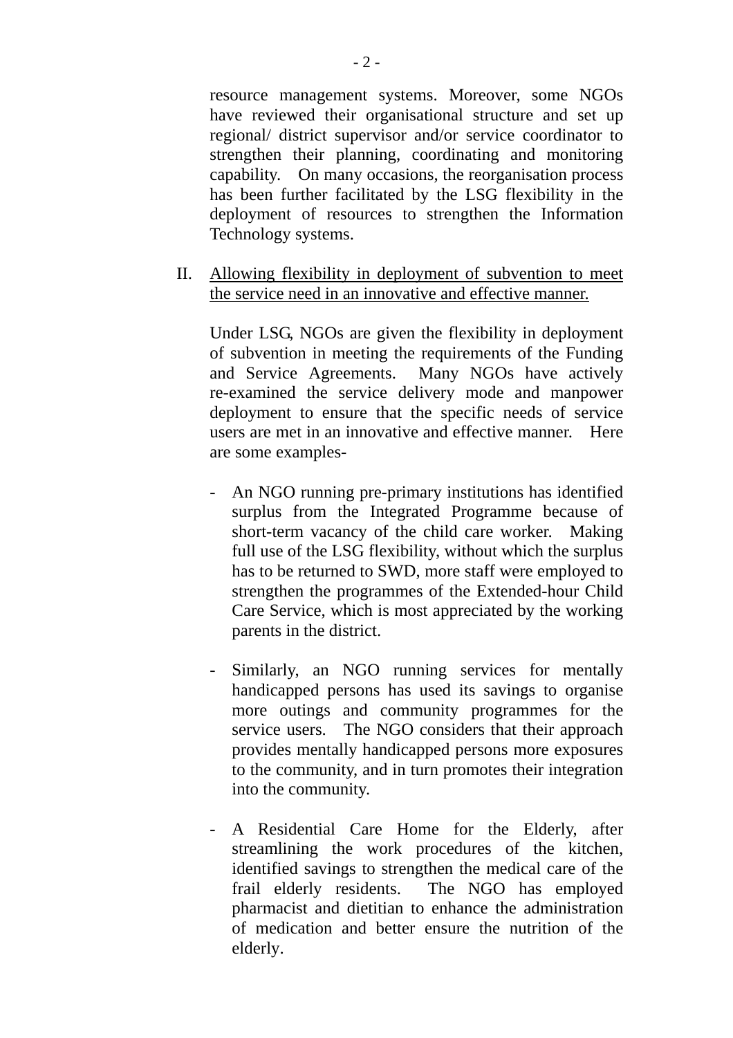resource management systems. Moreover, some NGOs have reviewed their organisational structure and set up regional/ district supervisor and/or service coordinator to strengthen their planning, coordinating and monitoring capability. On many occasions, the reorganisation process has been further facilitated by the LSG flexibility in the deployment of resources to strengthen the Information Technology systems.

II. <u>Allowing flexibility in deployment of subvention to meet the service need in an innovative and effective manner.</u>

Under LSG, NGOs are given the flexibility in deployment of subvention in meeting the requirements of the Funding and Service Agreements. Many NGOs have actively re-examined the service delivery mode and manpower deployment to ensure that the specific needs of service users are met in an innovative and effective manner. Here are some examples-

- An NGO running pre-primary institutions has identified surplus from the Integrated Programme because of short-term vacancy of the child care worker. Making full use of the LSG flexibility, without which the surplus has to be returned to SWD, more staff were employed to strengthen the programmes of the Extended-hour Child Care Service, which is most appreciated by the working parents in the district.

- Similarly, an NGO running services for mentally handicapped persons has used its savings to organise more outings and community programmes for the service users. The NGO considers that their approach provides mentally handicapped persons more exposures to the community, and in turn promotes their integration into the community.

- A Residential Care Home for the Elderly, after streamlining the work procedures of the kitchen, identified savings to strengthen the medical care of the frail elderly residents. The NGO has employed pharmacist and dietitian to enhance the administration of medication and better ensure the nutrition of the elderly.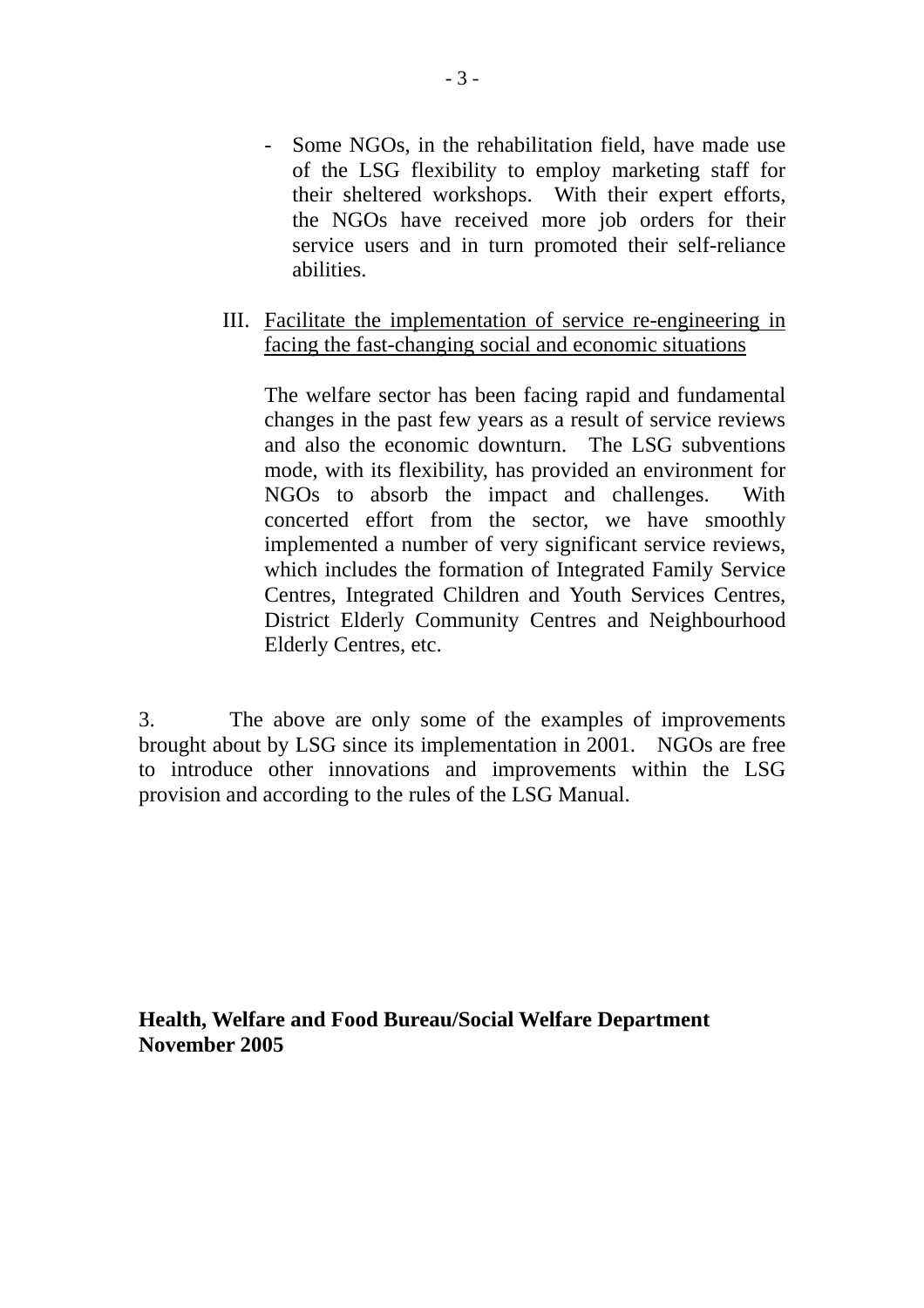- Some NGOs, in the rehabilitation field, have made use of the LSG flexibility to employ marketing staff for their sheltered workshops. With their expert efforts, the NGOs have received more job orders for their service users and in turn promoted their self-reliance abilities.

III. <u>Facilitate the implementation of service re-engineering in facing the fast-changing social and economic situations</u>

The welfare sector has been facing rapid and fundamental changes in the past few years as a result of service reviews and also the economic downturn. The LSG subventions mode, with its flexibility, has provided an environment for NGOs to absorb the impact and challenges. With concerted effort from the sector, we have smoothly implemented a number of very significant service reviews, which includes the formation of Integrated Family Service Centres, Integrated Children and Youth Services Centres, District Elderly Community Centres and Neighbourhood Elderly Centres, etc.

3. The above are only some of the examples of improvements brought about by LSG since its implementation in 2001. NGOs are free to introduce other innovations and improvements within the LSG provision and according to the rules of the LSG Manual.

**Health, Welfare and Food Bureau/Social Welfare Department**
**November 2005**